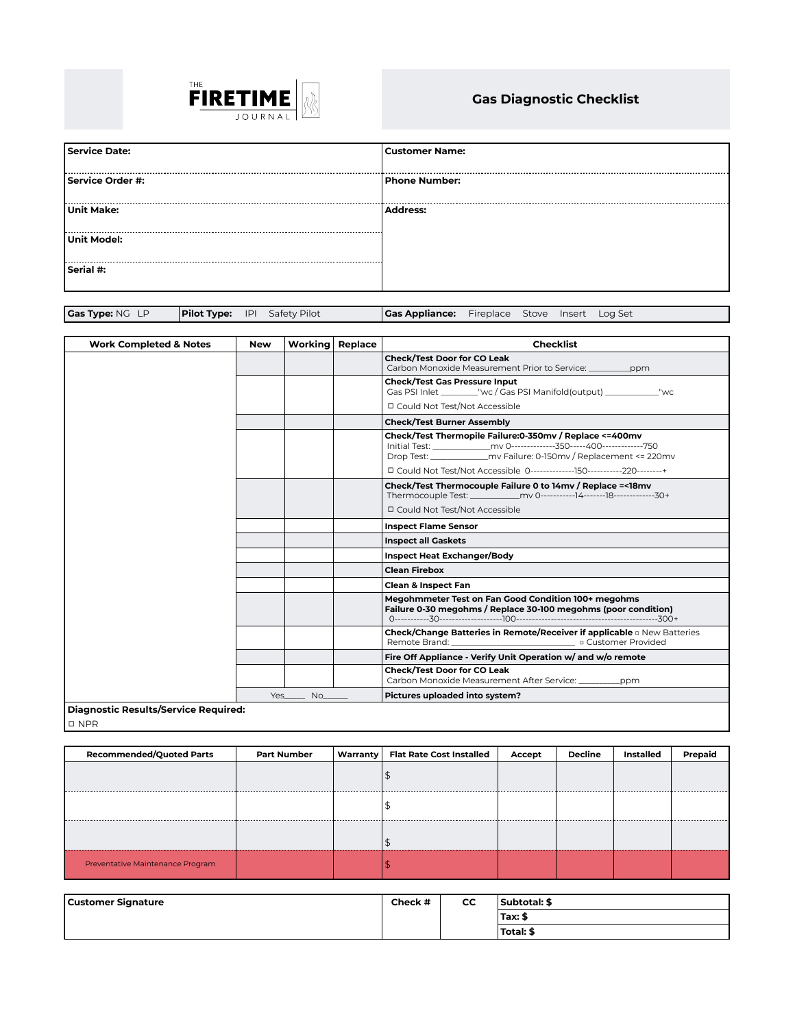THE **FIRETIME** JOURNAL

# Gas Diagnostic Checklist

| | |
|---|---|
| **Service Date:** | **Customer Name:** |
| **Service Order #:** | **Phone Number:** |
| **Unit Make:** | **Address:** |
| **Unit Model:** | |
| **Serial #:** | |

| **Gas Type:** NG LP | **Pilot Type:** IPI Safety Pilot | **Gas Appliance:** Fireplace Stove Insert Log Set |
|---|---|---|

| Work Completed & Notes | New | Working | Replace | Checklist |
|---|---|---|---|---|
| | | | | **Check/Test Door for CO Leak**<br>Carbon Monoxide Measurement Prior to Service: _________ppm |
| | | | | **Check/Test Gas Pressure Input**<br>Gas PSI Inlet ________"wc / Gas PSI Manifold(output) ____________"wc<br>☐ Could Not Test/Not Accessible |
| | | | | **Check/Test Burner Assembly** |
| | | | | **Check/Test Thermopile Failure:0-350mv / Replace <=400mv**<br>Initial Test: ____________mv 0-------------350-----400-------------750<br>Drop Test: ____________mv Failure: 0-150mv / Replacement <= 220mv<br>☐ Could Not Test/Not Accessible 0-------------150----------220--------+ |
| | | | | **Check/Test Thermocouple Failure 0 to 14mv / Replace =<18mv**<br>Thermocouple Test: ___________mv 0-----------14-------18-------------30+<br>☐ Could Not Test/Not Accessible |
| | | | | **Inspect Flame Sensor** |
| | | | | **Inspect all Gaskets** |
| | | | | **Inspect Heat Exchanger/Body** |
| | | | | **Clean Firebox** |
| | | | | **Clean & Inspect Fan** |
| | | | | **Megohmmeter Test on Fan Good Condition 100+ megohms**<br>**Failure 0-30 megohms / Replace 30-100 megohms (poor condition)**<br>0-----------30--------------------100---------------------------------------------300+ |
| | | | | **Check/Change Batteries in Remote/Receiver if applicable** ▫ New Batteries<br>Remote Brand: ____________________________ ▫ Customer Provided |
| | | | | **Fire Off Appliance - Verify Unit Operation w/ and w/o remote** |
| | | | | **Check/Test Door for CO Leak**<br>Carbon Monoxide Measurement After Service: _________ppm |
| | Yes_____ No_____ | | | **Pictures uploaded into system?** |

**Diagnostic Results/Service Required:**

☐ NPR

| Recommended/Quoted Parts | Part Number | Warranty | Flat Rate Cost Installed | Accept | Decline | Installed | Prepaid |
|---|---|---|---|---|---|---|---|
| | | | $ | | | | |
| | | | $ | | | | |
| | | | $ | | | | |
| Preventative Maintenance Program | | | $ | | | | |

| Customer Signature | Check # | CC | |
|---|---|---|---|
| | | | **Subtotal: $** |
| | | | **Tax: $** |
| | | | **Total: $** |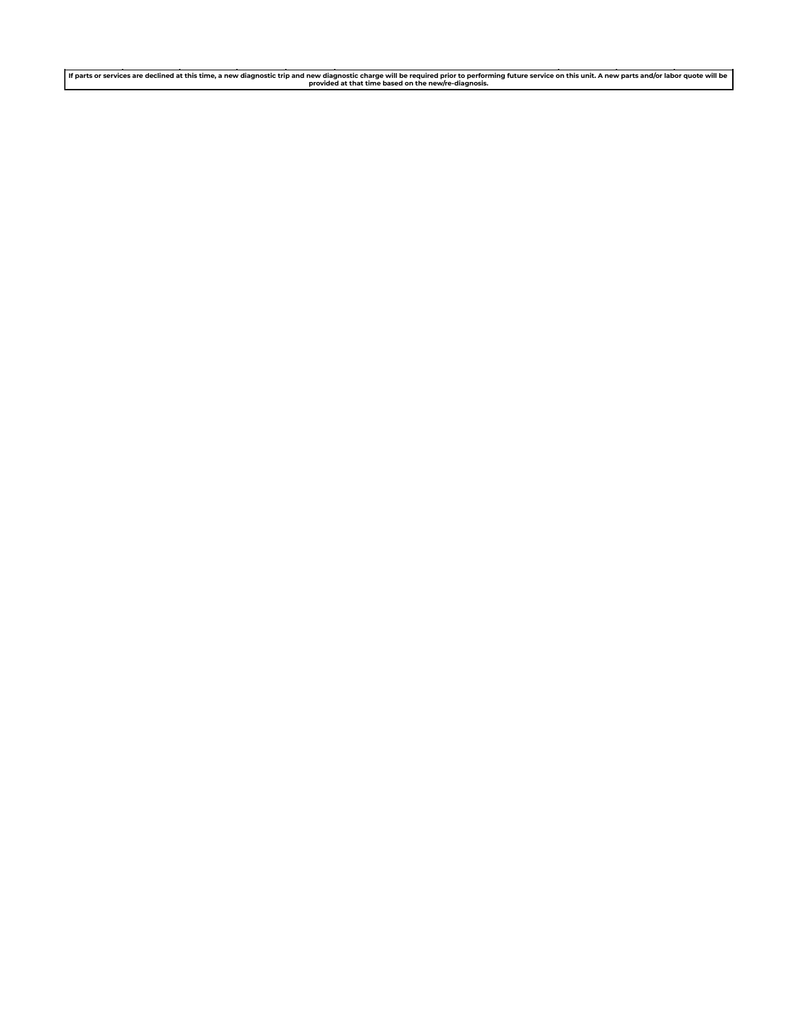**If parts or services are declined at this time, a new diagnostic trip and new diagnostic charge will be required prior to performing future service on this unit. A new parts and/or labor quote will be provided at that time based on the new/re-diagnosis.**